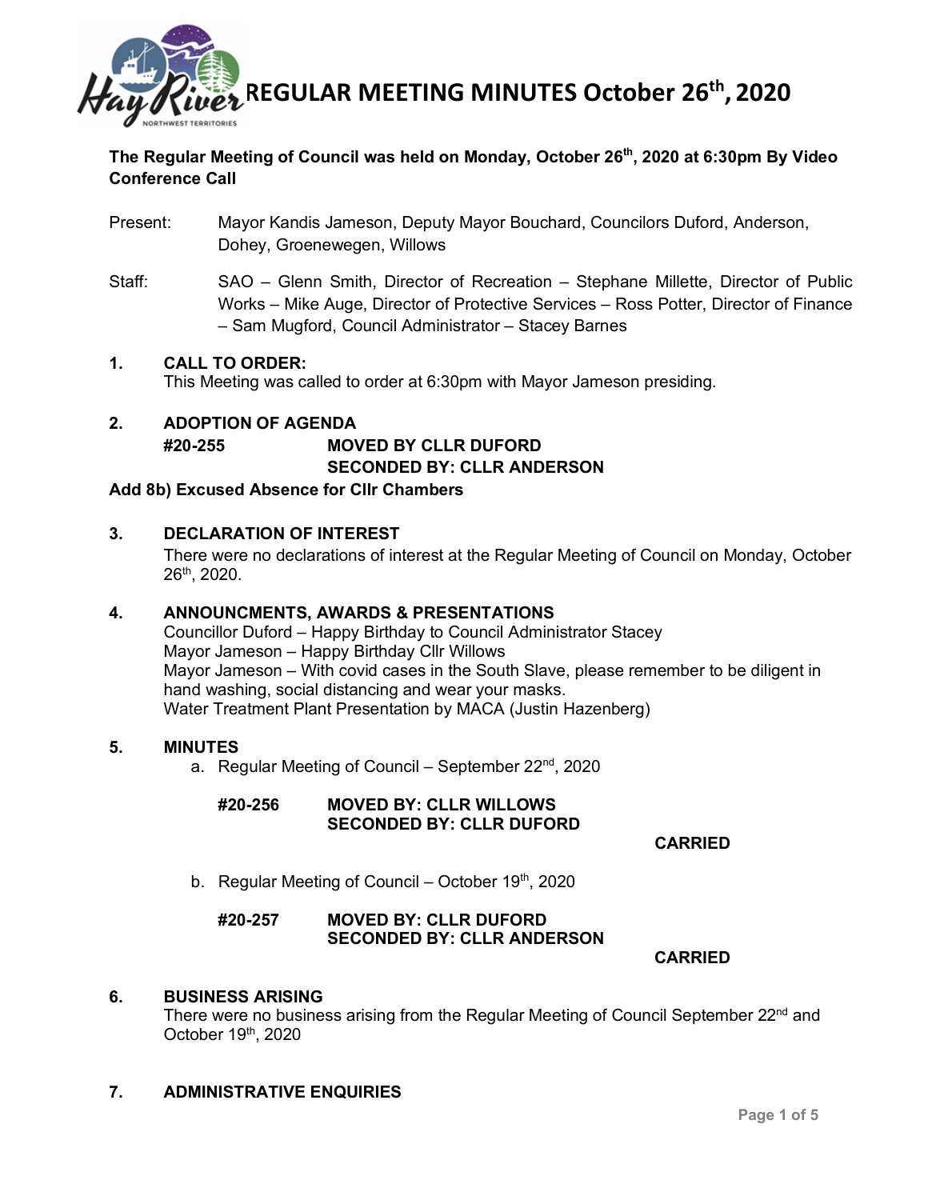# REGULAR MEETING MINUTES October 26th, 2020

**The Regular Meeting of Council was held on Monday, October 26th, 2020 at 6:30pm By Video Conference Call**

Present: Mayor Kandis Jameson, Deputy Mayor Bouchard, Councilors Duford, Anderson, Dohey, Groenewegen, Willows

Staff: SAO – Glenn Smith, Director of Recreation – Stephane Millette, Director of Public Works – Mike Auge, Director of Protective Services – Ross Potter, Director of Finance – Sam Mugford, Council Administrator – Stacey Barnes

## 1. CALL TO ORDER:

This Meeting was called to order at 6:30pm with Mayor Jameson presiding.

## 2. ADOPTION OF AGENDA

**#20-255 MOVED BY CLLR DUFORD**
**SECONDED BY: CLLR ANDERSON**

**Add 8b) Excused Absence for Cllr Chambers**

## 3. DECLARATION OF INTEREST

There were no declarations of interest at the Regular Meeting of Council on Monday, October 26th, 2020.

## 4. ANNOUNCMENTS, AWARDS & PRESENTATIONS

Councillor Duford – Happy Birthday to Council Administrator Stacey
Mayor Jameson – Happy Birthday Cllr Willows
Mayor Jameson – With covid cases in the South Slave, please remember to be diligent in hand washing, social distancing and wear your masks.
Water Treatment Plant Presentation by MACA (Justin Hazenberg)

## 5. MINUTES

a. Regular Meeting of Council – September 22nd, 2020

**#20-256 MOVED BY: CLLR WILLOWS**
**SECONDED BY: CLLR DUFORD**

**CARRIED**

b. Regular Meeting of Council – October 19th, 2020

**#20-257 MOVED BY: CLLR DUFORD**
**SECONDED BY: CLLR ANDERSON**

**CARRIED**

## 6. BUSINESS ARISING

There were no business arising from the Regular Meeting of Council September 22nd and October 19th, 2020

## 7. ADMINISTRATIVE ENQUIRIES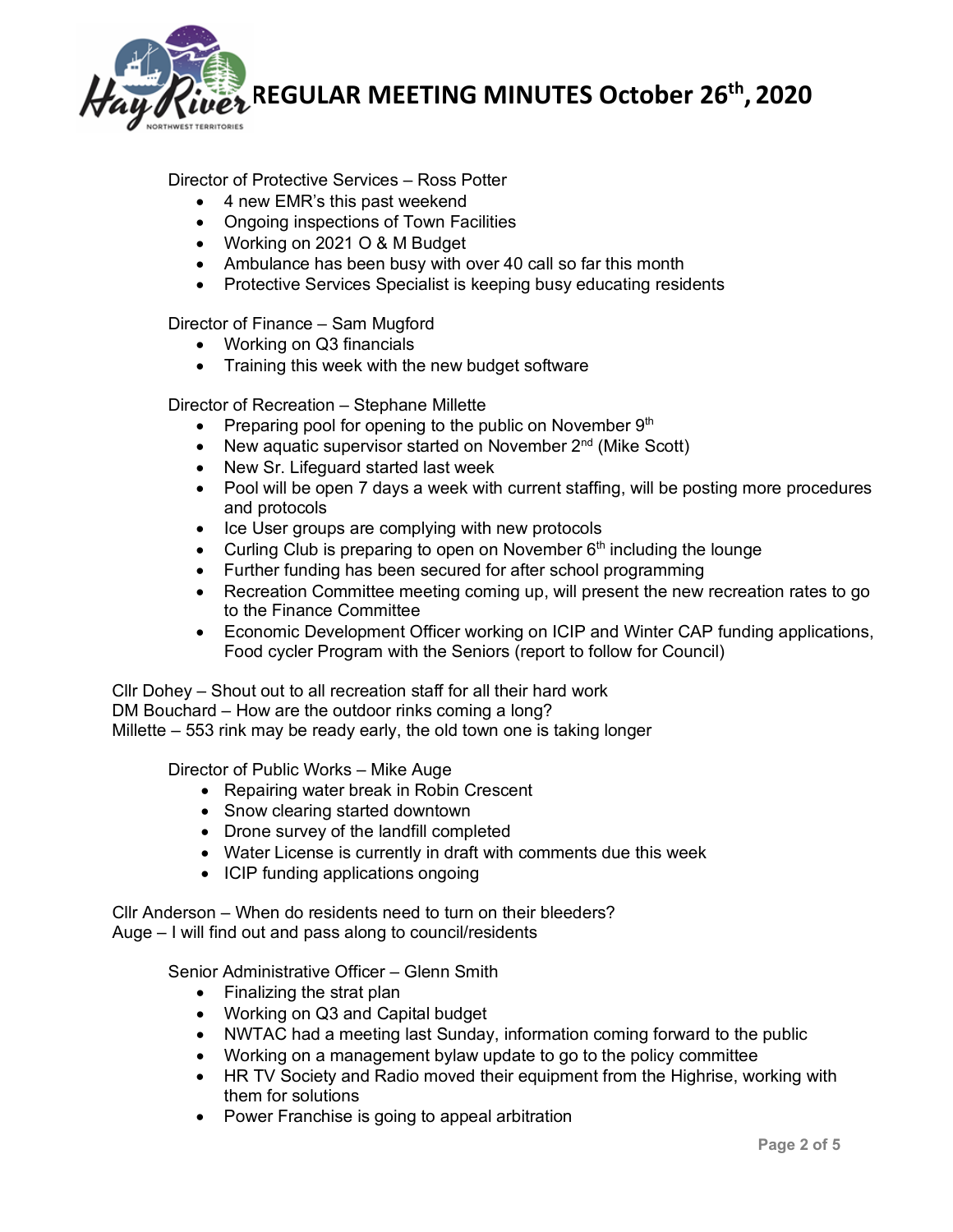Director of Protective Services – Ross Potter

- 4 new EMR's this past weekend
- Ongoing inspections of Town Facilities
- Working on 2021 O & M Budget
- Ambulance has been busy with over 40 call so far this month
- Protective Services Specialist is keeping busy educating residents

Director of Finance – Sam Mugford

- Working on Q3 financials
- Training this week with the new budget software

Director of Recreation – Stephane Millette

- Preparing pool for opening to the public on November 9th
- New aquatic supervisor started on November 2nd (Mike Scott)
- New Sr. Lifeguard started last week
- Pool will be open 7 days a week with current staffing, will be posting more procedures and protocols
- Ice User groups are complying with new protocols
- Curling Club is preparing to open on November 6th including the lounge
- Further funding has been secured for after school programming
- Recreation Committee meeting coming up, will present the new recreation rates to go to the Finance Committee
- Economic Development Officer working on ICIP and Winter CAP funding applications, Food cycler Program with the Seniors (report to follow for Council)

Cllr Dohey – Shout out to all recreation staff for all their hard work
DM Bouchard – How are the outdoor rinks coming a long?
Millette – 553 rink may be ready early, the old town one is taking longer

Director of Public Works – Mike Auge

- Repairing water break in Robin Crescent
- Snow clearing started downtown
- Drone survey of the landfill completed
- Water License is currently in draft with comments due this week
- ICIP funding applications ongoing

Cllr Anderson – When do residents need to turn on their bleeders?
Auge – I will find out and pass along to council/residents

Senior Administrative Officer – Glenn Smith

- Finalizing the strat plan
- Working on Q3 and Capital budget
- NWTAC had a meeting last Sunday, information coming forward to the public
- Working on a management bylaw update to go to the policy committee
- HR TV Society and Radio moved their equipment from the Highrise, working with them for solutions
- Power Franchise is going to appeal arbitration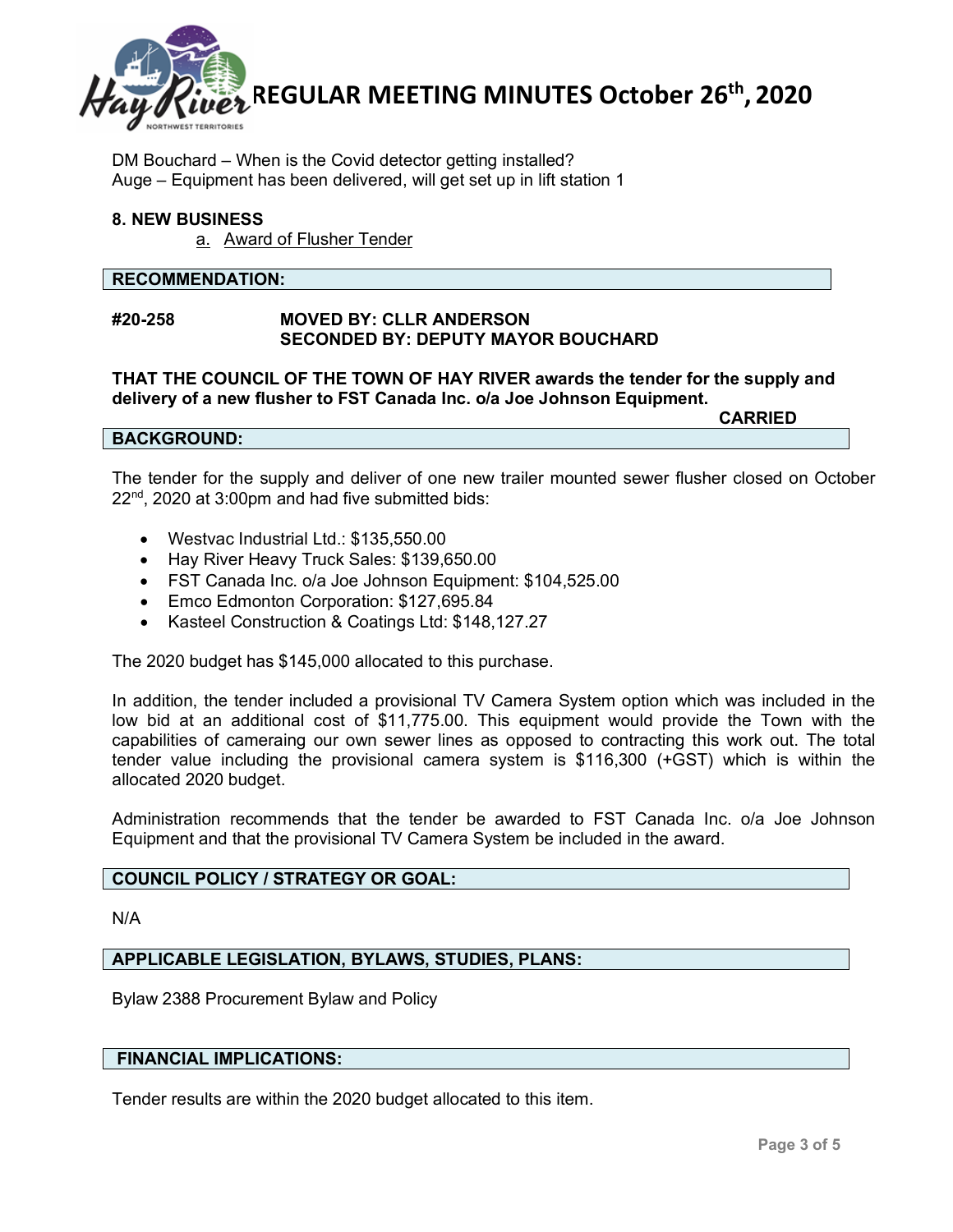DM Bouchard – When is the Covid detector getting installed?
Auge – Equipment has been delivered, will get set up in lift station 1

**8. NEW BUSINESS**

a. Award of Flusher Tender

**RECOMMENDATION:**

**#20-258** **MOVED BY: CLLR ANDERSON**
**SECONDED BY: DEPUTY MAYOR BOUCHARD**

**THAT THE COUNCIL OF THE TOWN OF HAY RIVER awards the tender for the supply and delivery of a new flusher to FST Canada Inc. o/a Joe Johnson Equipment.**

**CARRIED**

**BACKGROUND:**

The tender for the supply and deliver of one new trailer mounted sewer flusher closed on October 22nd, 2020 at 3:00pm and had five submitted bids:

- Westvac Industrial Ltd.: $135,550.00
- Hay River Heavy Truck Sales: $139,650.00
- FST Canada Inc. o/a Joe Johnson Equipment: $104,525.00
- Emco Edmonton Corporation: $127,695.84
- Kasteel Construction & Coatings Ltd: $148,127.27

The 2020 budget has $145,000 allocated to this purchase.

In addition, the tender included a provisional TV Camera System option which was included in the low bid at an additional cost of $11,775.00. This equipment would provide the Town with the capabilities of cameraing our own sewer lines as opposed to contracting this work out. The total tender value including the provisional camera system is $116,300 (+GST) which is within the allocated 2020 budget.

Administration recommends that the tender be awarded to FST Canada Inc. o/a Joe Johnson Equipment and that the provisional TV Camera System be included in the award.

**COUNCIL POLICY / STRATEGY OR GOAL:**

N/A

**APPLICABLE LEGISLATION, BYLAWS, STUDIES, PLANS:**

Bylaw 2388 Procurement Bylaw and Policy

**FINANCIAL IMPLICATIONS:**

Tender results are within the 2020 budget allocated to this item.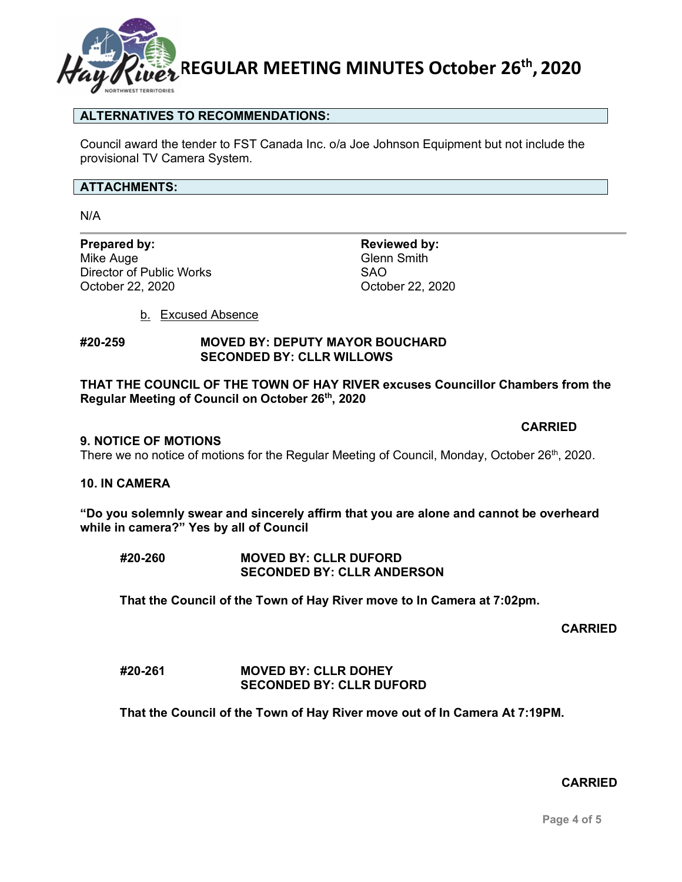## ALTERNATIVES TO RECOMMENDATIONS:

Council award the tender to FST Canada Inc. o/a Joe Johnson Equipment but not include the provisional TV Camera System.

## ATTACHMENTS:

N/A

**Prepared by:**
Mike Auge
Director of Public Works
October 22, 2020

**Reviewed by:**
Glenn Smith
SAO
October 22, 2020

b. Excused Absence

**#20-259** **MOVED BY: DEPUTY MAYOR BOUCHARD**
**SECONDED BY: CLLR WILLOWS**

**THAT THE COUNCIL OF THE TOWN OF HAY RIVER excuses Councillor Chambers from the Regular Meeting of Council on October 26th, 2020**

**CARRIED**

### 9. NOTICE OF MOTIONS

There we no notice of motions for the Regular Meeting of Council, Monday, October 26th, 2020.

### 10. IN CAMERA

**"Do you solemnly swear and sincerely affirm that you are alone and cannot be overheard while in camera?" Yes by all of Council**

**#20-260** **MOVED BY: CLLR DUFORD**
**SECONDED BY: CLLR ANDERSON**

**That the Council of the Town of Hay River move to In Camera at 7:02pm.**

**CARRIED**

**#20-261** **MOVED BY: CLLR DOHEY**
**SECONDED BY: CLLR DUFORD**

**That the Council of the Town of Hay River move out of In Camera At 7:19PM.**

**CARRIED**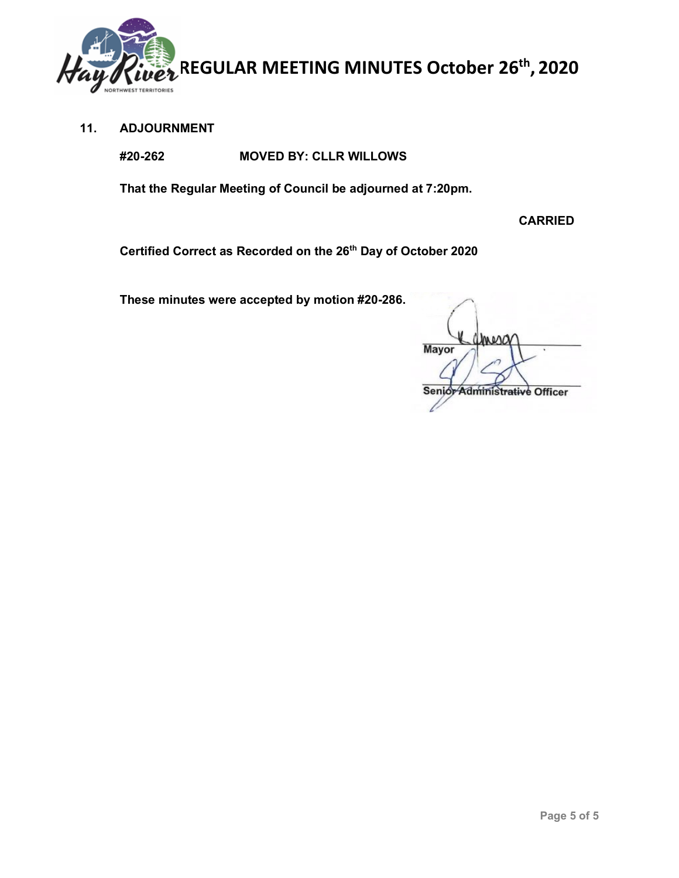## 11. ADJOURNMENT

**#20-262 MOVED BY: CLLR WILLOWS**

**That the Regular Meeting of Council be adjourned at 7:20pm.**

**CARRIED**

**Certified Correct as Recorded on the 26th Day of October 2020**

**These minutes were accepted by motion #20-286.**

Mayor

Senior Administrative Officer